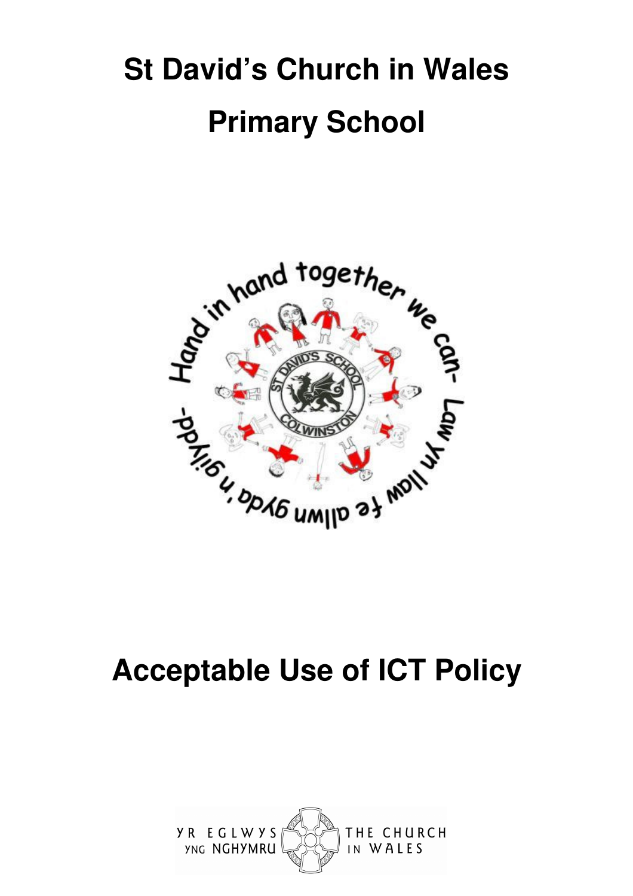# St David's Church in Wales Primary School

# Acceptable Use of ICT Policy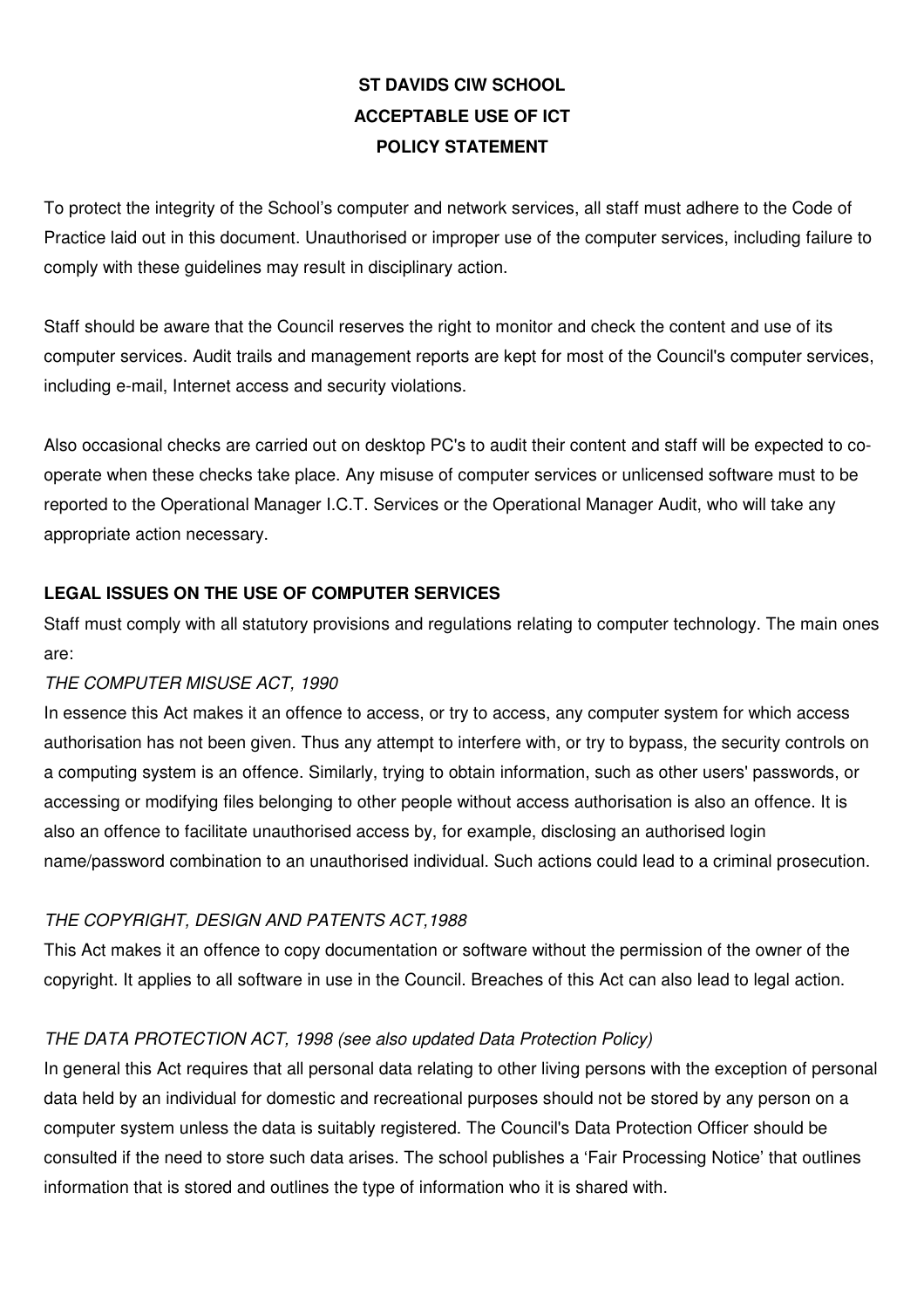**ST DAVIDS CIW SCHOOL**
**ACCEPTABLE USE OF ICT**
**POLICY STATEMENT**

To protect the integrity of the School's computer and network services, all staff must adhere to the Code of Practice laid out in this document. Unauthorised or improper use of the computer services, including failure to comply with these guidelines may result in disciplinary action.

Staff should be aware that the Council reserves the right to monitor and check the content and use of its computer services. Audit trails and management reports are kept for most of the Council's computer services, including e-mail, Internet access and security violations.

Also occasional checks are carried out on desktop PC's to audit their content and staff will be expected to co-operate when these checks take place. Any misuse of computer services or unlicensed software must to be reported to the Operational Manager I.C.T. Services or the Operational Manager Audit, who will take any appropriate action necessary.

**LEGAL ISSUES ON THE USE OF COMPUTER SERVICES**

Staff must comply with all statutory provisions and regulations relating to computer technology. The main ones are:

*THE COMPUTER MISUSE ACT, 1990*

In essence this Act makes it an offence to access, or try to access, any computer system for which access authorisation has not been given. Thus any attempt to interfere with, or try to bypass, the security controls on a computing system is an offence. Similarly, trying to obtain information, such as other users' passwords, or accessing or modifying files belonging to other people without access authorisation is also an offence. It is also an offence to facilitate unauthorised access by, for example, disclosing an authorised login name/password combination to an unauthorised individual. Such actions could lead to a criminal prosecution.

*THE COPYRIGHT, DESIGN AND PATENTS ACT,1988*

This Act makes it an offence to copy documentation or software without the permission of the owner of the copyright. It applies to all software in use in the Council. Breaches of this Act can also lead to legal action.

*THE DATA PROTECTION ACT, 1998 (see also updated Data Protection Policy)*

In general this Act requires that all personal data relating to other living persons with the exception of personal data held by an individual for domestic and recreational purposes should not be stored by any person on a computer system unless the data is suitably registered. The Council's Data Protection Officer should be consulted if the need to store such data arises. The school publishes a 'Fair Processing Notice' that outlines information that is stored and outlines the type of information who it is shared with.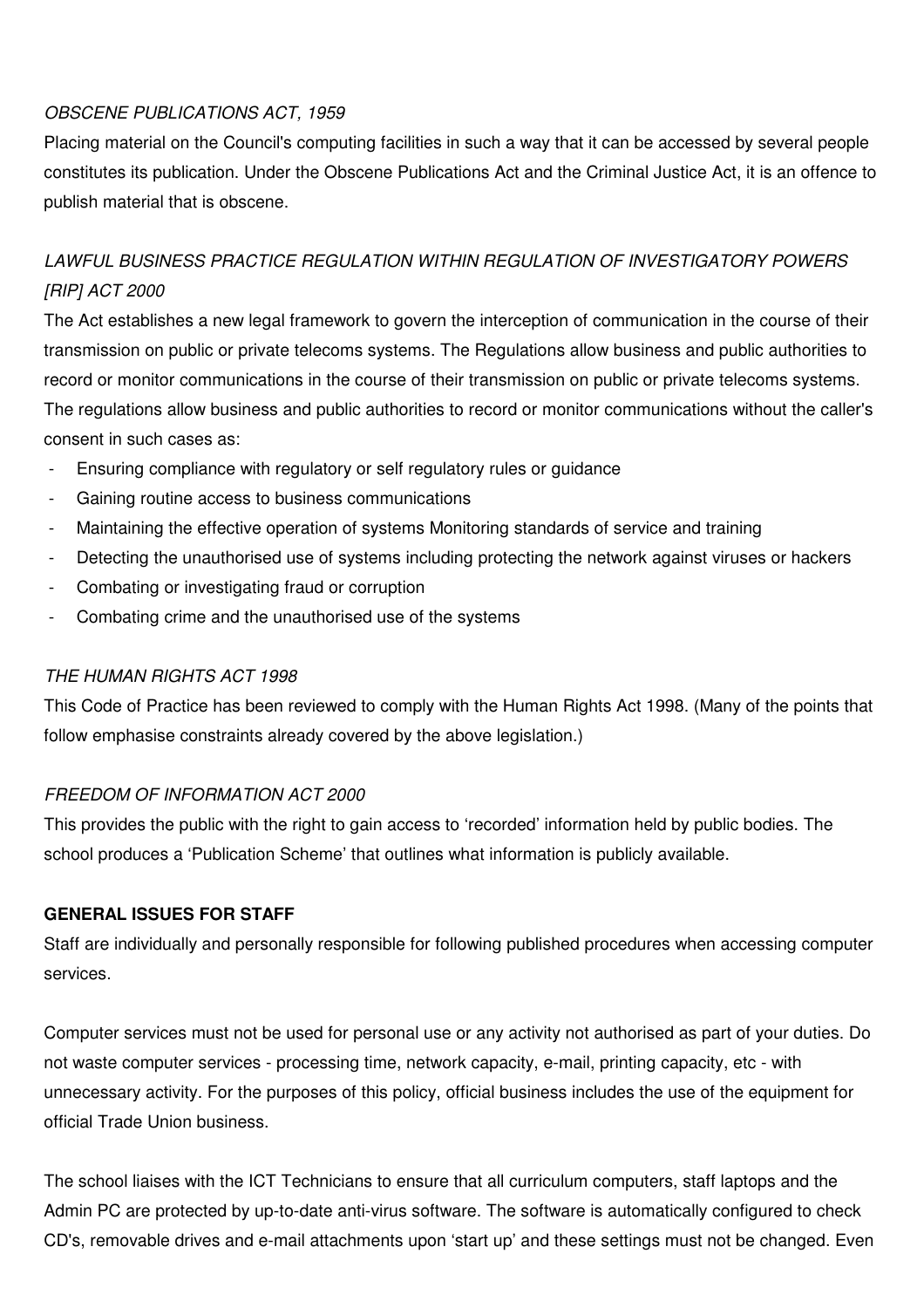*OBSCENE PUBLICATIONS ACT, 1959*

Placing material on the Council's computing facilities in such a way that it can be accessed by several people constitutes its publication. Under the Obscene Publications Act and the Criminal Justice Act, it is an offence to publish material that is obscene.

*LAWFUL BUSINESS PRACTICE REGULATION WITHIN REGULATION OF INVESTIGATORY POWERS [RIP] ACT 2000*

The Act establishes a new legal framework to govern the interception of communication in the course of their transmission on public or private telecoms systems. The Regulations allow business and public authorities to record or monitor communications in the course of their transmission on public or private telecoms systems. The regulations allow business and public authorities to record or monitor communications without the caller's consent in such cases as:

- Ensuring compliance with regulatory or self regulatory rules or guidance
- Gaining routine access to business communications
- Maintaining the effective operation of systems Monitoring standards of service and training
- Detecting the unauthorised use of systems including protecting the network against viruses or hackers
- Combating or investigating fraud or corruption
- Combating crime and the unauthorised use of the systems

*THE HUMAN RIGHTS ACT 1998*

This Code of Practice has been reviewed to comply with the Human Rights Act 1998. (Many of the points that follow emphasise constraints already covered by the above legislation.)

*FREEDOM OF INFORMATION ACT 2000*

This provides the public with the right to gain access to 'recorded' information held by public bodies. The school produces a 'Publication Scheme' that outlines what information is publicly available.

**GENERAL ISSUES FOR STAFF**

Staff are individually and personally responsible for following published procedures when accessing computer services.

Computer services must not be used for personal use or any activity not authorised as part of your duties. Do not waste computer services - processing time, network capacity, e-mail, printing capacity, etc - with unnecessary activity. For the purposes of this policy, official business includes the use of the equipment for official Trade Union business.

The school liaises with the ICT Technicians to ensure that all curriculum computers, staff laptops and the Admin PC are protected by up-to-date anti-virus software. The software is automatically configured to check CD's, removable drives and e-mail attachments upon 'start up' and these settings must not be changed. Even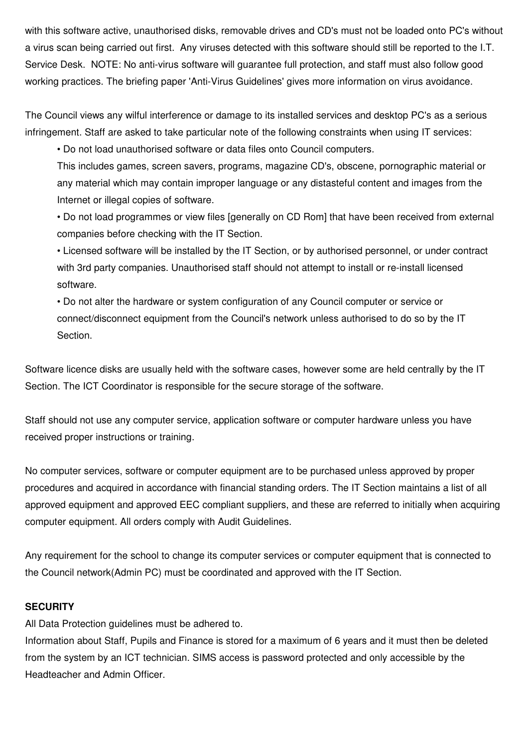with this software active, unauthorised disks, removable drives and CD's must not be loaded onto PC's without a virus scan being carried out first. Any viruses detected with this software should still be reported to the I.T. Service Desk. NOTE: No anti-virus software will guarantee full protection, and staff must also follow good working practices. The briefing paper 'Anti-Virus Guidelines' gives more information on virus avoidance.

The Council views any wilful interference or damage to its installed services and desktop PC's as a serious infringement. Staff are asked to take particular note of the following constraints when using IT services:

- Do not load unauthorised software or data files onto Council computers.
  This includes games, screen savers, programs, magazine CD's, obscene, pornographic material or any material which may contain improper language or any distasteful content and images from the Internet or illegal copies of software.
- Do not load programmes or view files [generally on CD Rom] that have been received from external companies before checking with the IT Section.
- Licensed software will be installed by the IT Section, or by authorised personnel, or under contract with 3rd party companies. Unauthorised staff should not attempt to install or re-install licensed software.
- Do not alter the hardware or system configuration of any Council computer or service or connect/disconnect equipment from the Council's network unless authorised to do so by the IT Section.

Software licence disks are usually held with the software cases, however some are held centrally by the IT Section. The ICT Coordinator is responsible for the secure storage of the software.

Staff should not use any computer service, application software or computer hardware unless you have received proper instructions or training.

No computer services, software or computer equipment are to be purchased unless approved by proper procedures and acquired in accordance with financial standing orders. The IT Section maintains a list of all approved equipment and approved EEC compliant suppliers, and these are referred to initially when acquiring computer equipment. All orders comply with Audit Guidelines.

Any requirement for the school to change its computer services or computer equipment that is connected to the Council network(Admin PC) must be coordinated and approved with the IT Section.

**SECURITY**

All Data Protection guidelines must be adhered to.
Information about Staff, Pupils and Finance is stored for a maximum of 6 years and it must then be deleted from the system by an ICT technician. SIMS access is password protected and only accessible by the Headteacher and Admin Officer.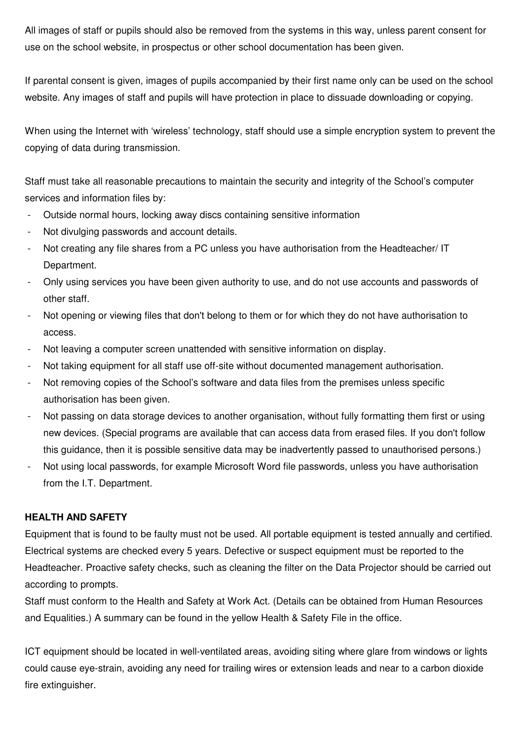All images of staff or pupils should also be removed from the systems in this way, unless parent consent for use on the school website, in prospectus or other school documentation has been given.

If parental consent is given, images of pupils accompanied by their first name only can be used on the school website. Any images of staff and pupils will have protection in place to dissuade downloading or copying.

When using the Internet with 'wireless' technology, staff should use a simple encryption system to prevent the copying of data during transmission.

Staff must take all reasonable precautions to maintain the security and integrity of the School's computer services and information files by:

- Outside normal hours, locking away discs containing sensitive information
- Not divulging passwords and account details.
- Not creating any file shares from a PC unless you have authorisation from the Headteacher/ IT Department.
- Only using services you have been given authority to use, and do not use accounts and passwords of other staff.
- Not opening or viewing files that don't belong to them or for which they do not have authorisation to access.
- Not leaving a computer screen unattended with sensitive information on display.
- Not taking equipment for all staff use off-site without documented management authorisation.
- Not removing copies of the School's software and data files from the premises unless specific authorisation has been given.
- Not passing on data storage devices to another organisation, without fully formatting them first or using new devices. (Special programs are available that can access data from erased files. If you don't follow this guidance, then it is possible sensitive data may be inadvertently passed to unauthorised persons.)
- Not using local passwords, for example Microsoft Word file passwords, unless you have authorisation from the I.T. Department.

**HEALTH AND SAFETY**

Equipment that is found to be faulty must not be used. All portable equipment is tested annually and certified. Electrical systems are checked every 5 years. Defective or suspect equipment must be reported to the Headteacher. Proactive safety checks, such as cleaning the filter on the Data Projector should be carried out according to prompts.

Staff must conform to the Health and Safety at Work Act. (Details can be obtained from Human Resources and Equalities.) A summary can be found in the yellow Health & Safety File in the office.

ICT equipment should be located in well-ventilated areas, avoiding siting where glare from windows or lights could cause eye-strain, avoiding any need for trailing wires or extension leads and near to a carbon dioxide fire extinguisher.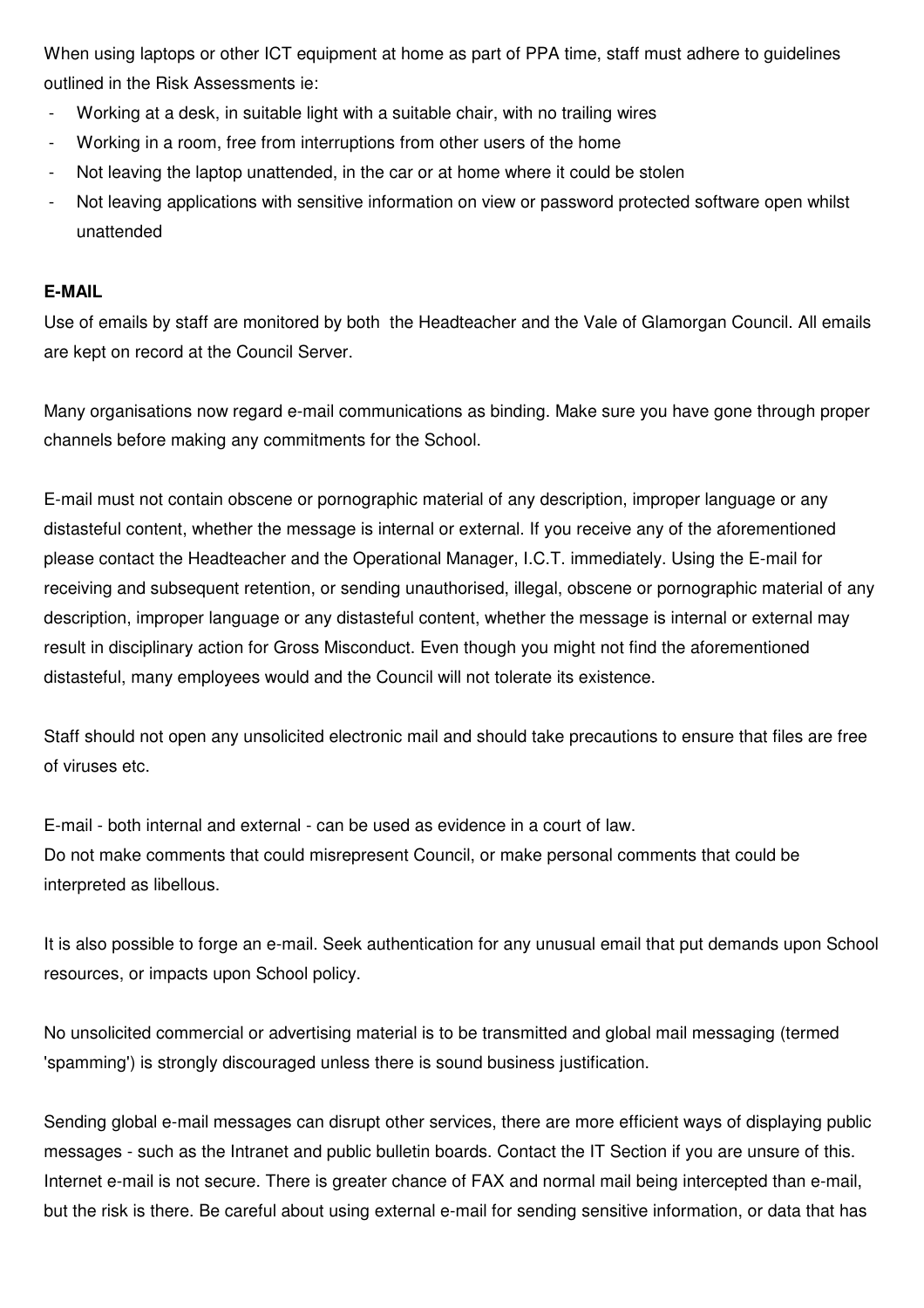When using laptops or other ICT equipment at home as part of PPA time, staff must adhere to guidelines outlined in the Risk Assessments ie:

- Working at a desk, in suitable light with a suitable chair, with no trailing wires
- Working in a room, free from interruptions from other users of the home
- Not leaving the laptop unattended, in the car or at home where it could be stolen
- Not leaving applications with sensitive information on view or password protected software open whilst unattended

**E-MAIL**

Use of emails by staff are monitored by both the Headteacher and the Vale of Glamorgan Council. All emails are kept on record at the Council Server.

Many organisations now regard e-mail communications as binding. Make sure you have gone through proper channels before making any commitments for the School.

E-mail must not contain obscene or pornographic material of any description, improper language or any distasteful content, whether the message is internal or external. If you receive any of the aforementioned please contact the Headteacher and the Operational Manager, I.C.T. immediately. Using the E-mail for receiving and subsequent retention, or sending unauthorised, illegal, obscene or pornographic material of any description, improper language or any distasteful content, whether the message is internal or external may result in disciplinary action for Gross Misconduct. Even though you might not find the aforementioned distasteful, many employees would and the Council will not tolerate its existence.

Staff should not open any unsolicited electronic mail and should take precautions to ensure that files are free of viruses etc.

E-mail - both internal and external - can be used as evidence in a court of law.
Do not make comments that could misrepresent Council, or make personal comments that could be interpreted as libellous.

It is also possible to forge an e-mail. Seek authentication for any unusual email that put demands upon School resources, or impacts upon School policy.

No unsolicited commercial or advertising material is to be transmitted and global mail messaging (termed 'spamming') is strongly discouraged unless there is sound business justification.

Sending global e-mail messages can disrupt other services, there are more efficient ways of displaying public messages - such as the Intranet and public bulletin boards. Contact the IT Section if you are unsure of this.
Internet e-mail is not secure. There is greater chance of FAX and normal mail being intercepted than e-mail, but the risk is there. Be careful about using external e-mail for sending sensitive information, or data that has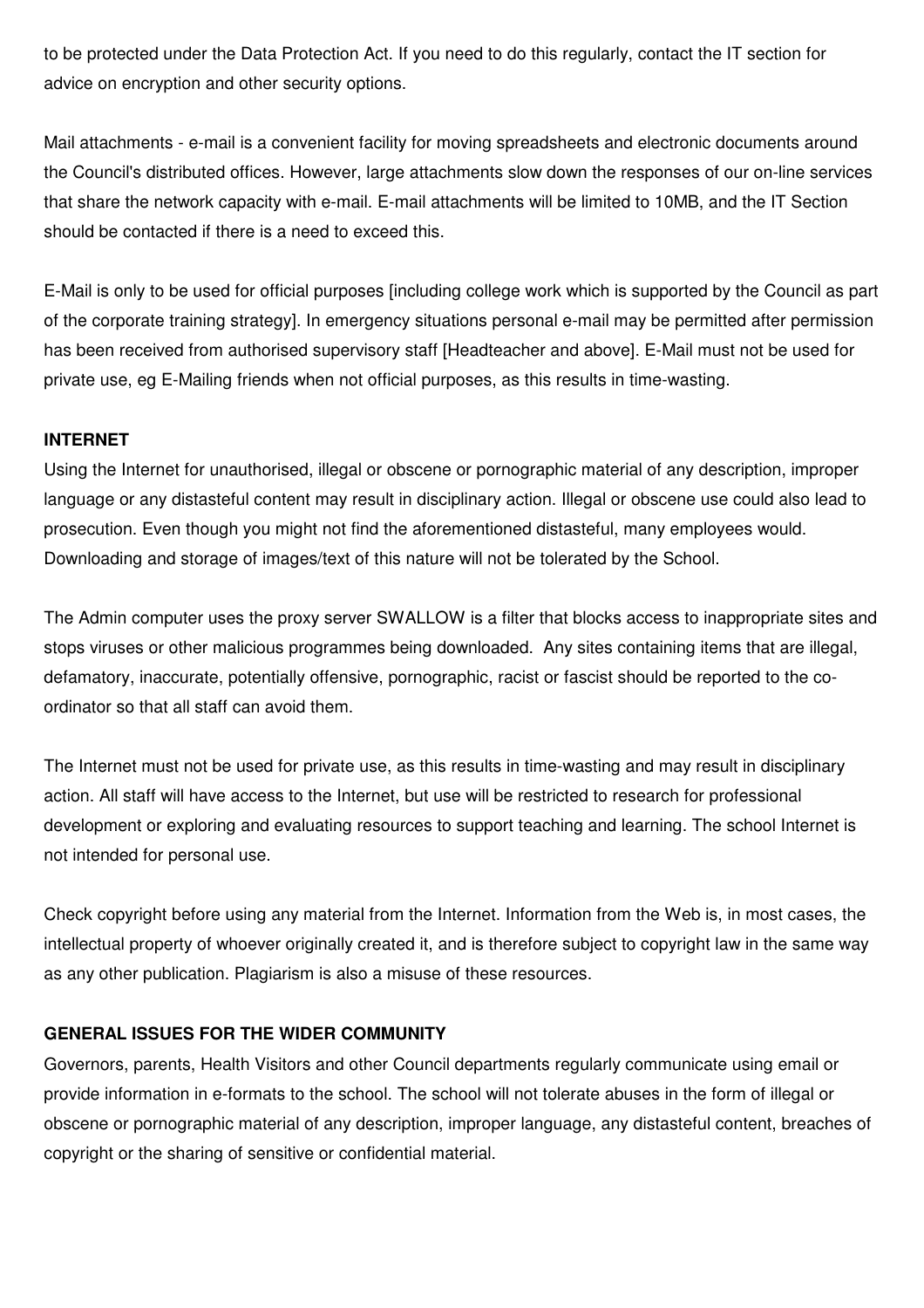to be protected under the Data Protection Act. If you need to do this regularly, contact the IT section for advice on encryption and other security options.

Mail attachments - e-mail is a convenient facility for moving spreadsheets and electronic documents around the Council's distributed offices. However, large attachments slow down the responses of our on-line services that share the network capacity with e-mail. E-mail attachments will be limited to 10MB, and the IT Section should be contacted if there is a need to exceed this.

E-Mail is only to be used for official purposes [including college work which is supported by the Council as part of the corporate training strategy]. In emergency situations personal e-mail may be permitted after permission has been received from authorised supervisory staff [Headteacher and above]. E-Mail must not be used for private use, eg E-Mailing friends when not official purposes, as this results in time-wasting.

**INTERNET**

Using the Internet for unauthorised, illegal or obscene or pornographic material of any description, improper language or any distasteful content may result in disciplinary action. Illegal or obscene use could also lead to prosecution. Even though you might not find the aforementioned distasteful, many employees would. Downloading and storage of images/text of this nature will not be tolerated by the School.

The Admin computer uses the proxy server SWALLOW is a filter that blocks access to inappropriate sites and stops viruses or other malicious programmes being downloaded. Any sites containing items that are illegal, defamatory, inaccurate, potentially offensive, pornographic, racist or fascist should be reported to the co-ordinator so that all staff can avoid them.

The Internet must not be used for private use, as this results in time-wasting and may result in disciplinary action. All staff will have access to the Internet, but use will be restricted to research for professional development or exploring and evaluating resources to support teaching and learning. The school Internet is not intended for personal use.

Check copyright before using any material from the Internet. Information from the Web is, in most cases, the intellectual property of whoever originally created it, and is therefore subject to copyright law in the same way as any other publication. Plagiarism is also a misuse of these resources.

**GENERAL ISSUES FOR THE WIDER COMMUNITY**

Governors, parents, Health Visitors and other Council departments regularly communicate using email or provide information in e-formats to the school. The school will not tolerate abuses in the form of illegal or obscene or pornographic material of any description, improper language, any distasteful content, breaches of copyright or the sharing of sensitive or confidential material.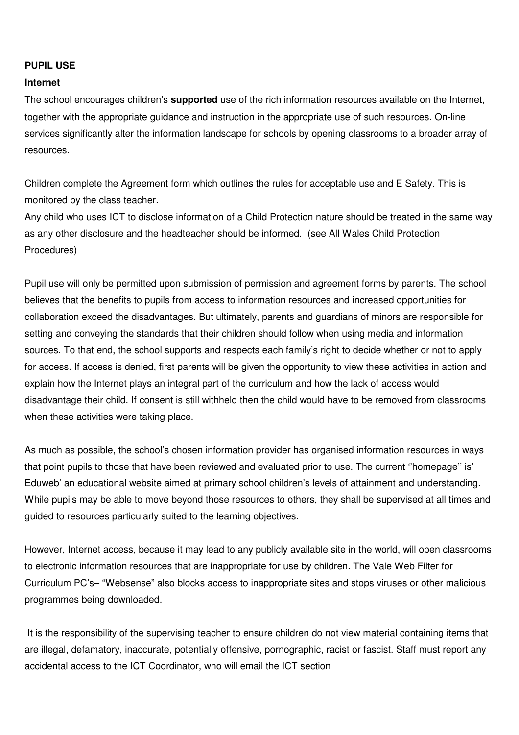**PUPIL USE**

**Internet**

The school encourages children's **supported** use of the rich information resources available on the Internet, together with the appropriate guidance and instruction in the appropriate use of such resources. On-line services significantly alter the information landscape for schools by opening classrooms to a broader array of resources.

Children complete the Agreement form which outlines the rules for acceptable use and E Safety. This is monitored by the class teacher.
Any child who uses ICT to disclose information of a Child Protection nature should be treated in the same way as any other disclosure and the headteacher should be informed. (see All Wales Child Protection Procedures)

Pupil use will only be permitted upon submission of permission and agreement forms by parents. The school believes that the benefits to pupils from access to information resources and increased opportunities for collaboration exceed the disadvantages. But ultimately, parents and guardians of minors are responsible for setting and conveying the standards that their children should follow when using media and information sources. To that end, the school supports and respects each family's right to decide whether or not to apply for access. If access is denied, first parents will be given the opportunity to view these activities in action and explain how the Internet plays an integral part of the curriculum and how the lack of access would disadvantage their child. If consent is still withheld then the child would have to be removed from classrooms when these activities were taking place.

As much as possible, the school's chosen information provider has organised information resources in ways that point pupils to those that have been reviewed and evaluated prior to use. The current ''homepage'' is' Eduweb' an educational website aimed at primary school children's levels of attainment and understanding. While pupils may be able to move beyond those resources to others, they shall be supervised at all times and guided to resources particularly suited to the learning objectives.

However, Internet access, because it may lead to any publicly available site in the world, will open classrooms to electronic information resources that are inappropriate for use by children. The Vale Web Filter for Curriculum PC's– "Websense" also blocks access to inappropriate sites and stops viruses or other malicious programmes being downloaded.

It is the responsibility of the supervising teacher to ensure children do not view material containing items that are illegal, defamatory, inaccurate, potentially offensive, pornographic, racist or fascist. Staff must report any accidental access to the ICT Coordinator, who will email the ICT section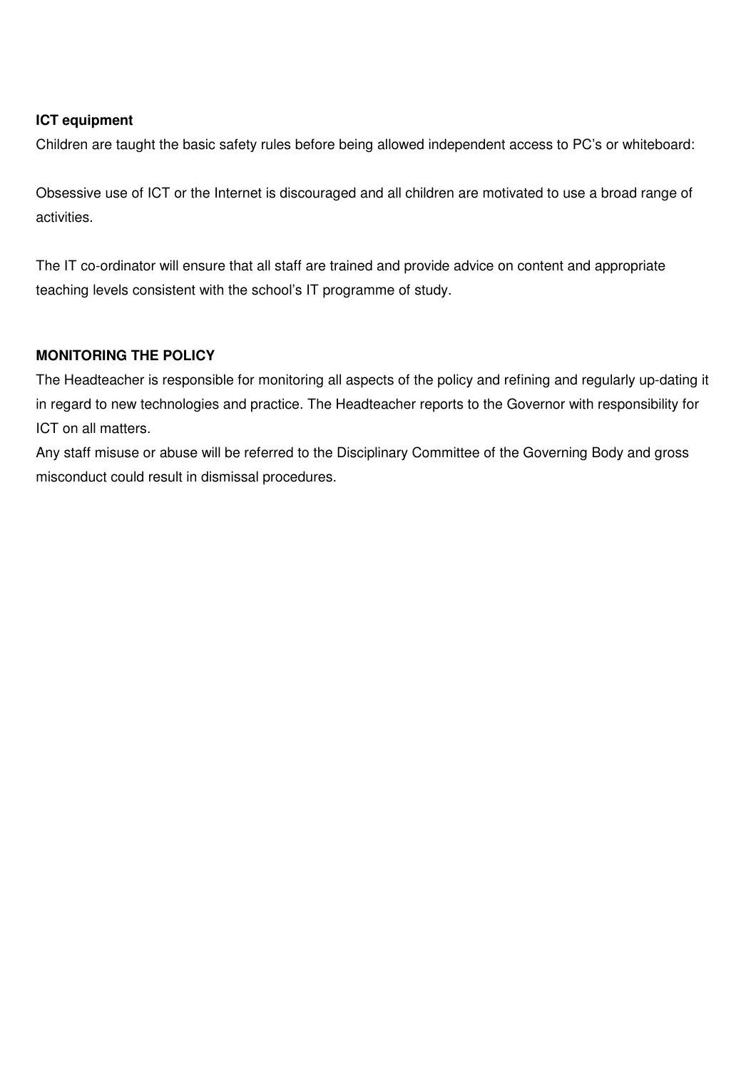**ICT equipment**

Children are taught the basic safety rules before being allowed independent access to PC's or whiteboard:

Obsessive use of ICT or the Internet is discouraged and all children are motivated to use a broad range of activities.

The IT co-ordinator will ensure that all staff are trained and provide advice on content and appropriate teaching levels consistent with the school's IT programme of study.

**MONITORING THE POLICY**

The Headteacher is responsible for monitoring all aspects of the policy and refining and regularly up-dating it in regard to new technologies and practice. The Headteacher reports to the Governor with responsibility for ICT on all matters.

Any staff misuse or abuse will be referred to the Disciplinary Committee of the Governing Body and gross misconduct could result in dismissal procedures.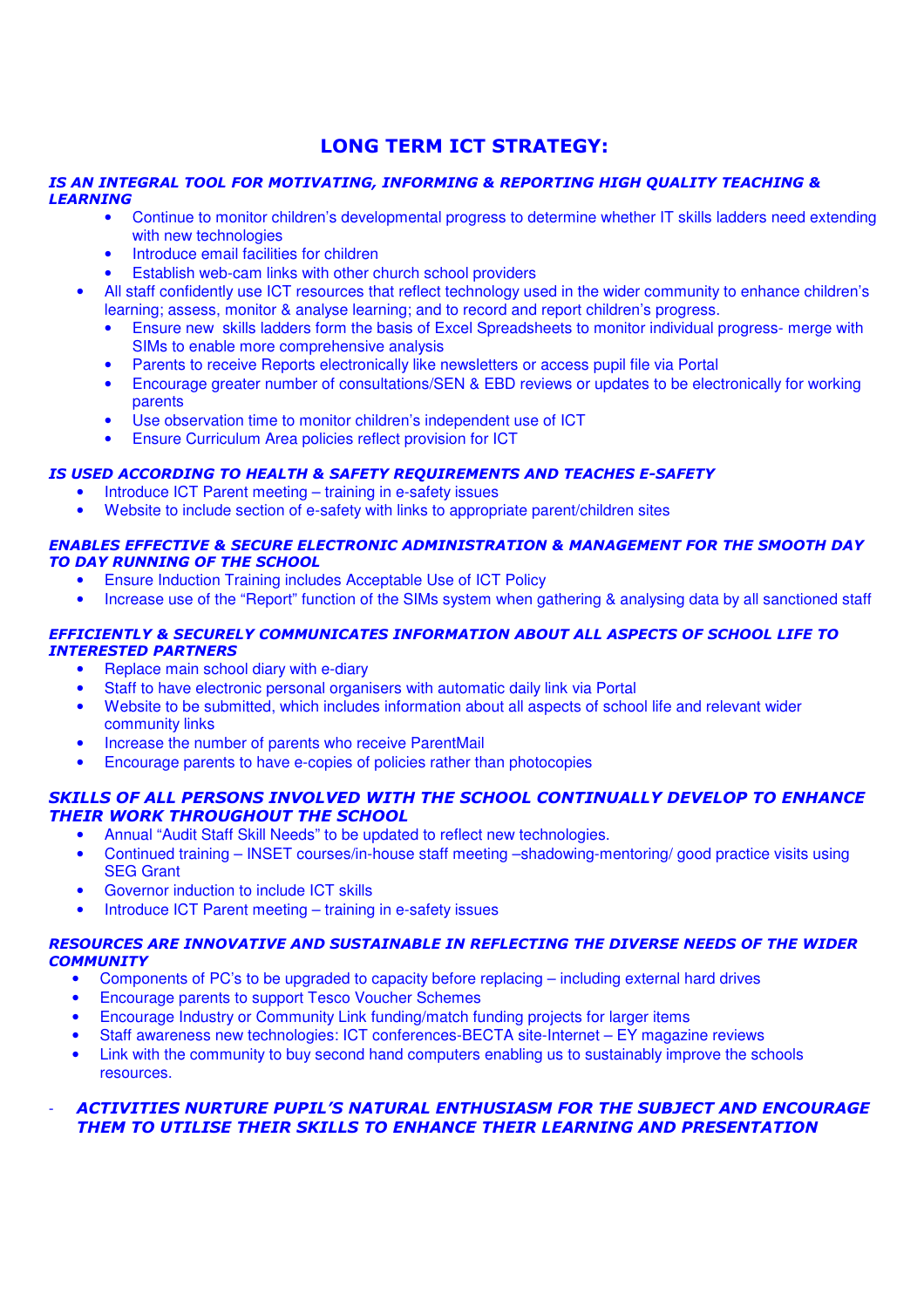# LONG TERM ICT STRATEGY:

***IS AN INTEGRAL TOOL FOR MOTIVATING, INFORMING & REPORTING HIGH QUALITY TEACHING & LEARNING***

- Continue to monitor children's developmental progress to determine whether IT skills ladders need extending with new technologies
- Introduce email facilities for children
- Establish web-cam links with other church school providers
- All staff confidently use ICT resources that reflect technology used in the wider community to enhance children's learning; assess, monitor & analyse learning; and to record and report children's progress.
  - Ensure new skills ladders form the basis of Excel Spreadsheets to monitor individual progress- merge with SIMs to enable more comprehensive analysis
  - Parents to receive Reports electronically like newsletters or access pupil file via Portal
  - Encourage greater number of consultations/SEN & EBD reviews or updates to be electronically for working parents
  - Use observation time to monitor children's independent use of ICT
  - Ensure Curriculum Area policies reflect provision for ICT

***IS USED ACCORDING TO HEALTH & SAFETY REQUIREMENTS AND TEACHES E-SAFETY***

- Introduce ICT Parent meeting – training in e-safety issues
- Website to include section of e-safety with links to appropriate parent/children sites

***ENABLES EFFECTIVE & SECURE ELECTRONIC ADMINISTRATION & MANAGEMENT FOR THE SMOOTH DAY TO DAY RUNNING OF THE SCHOOL***

- Ensure Induction Training includes Acceptable Use of ICT Policy
- Increase use of the "Report" function of the SIMs system when gathering & analysing data by all sanctioned staff

***EFFICIENTLY & SECURELY COMMUNICATES INFORMATION ABOUT ALL ASPECTS OF SCHOOL LIFE TO INTERESTED PARTNERS***

- Replace main school diary with e-diary
- Staff to have electronic personal organisers with automatic daily link via Portal
- Website to be submitted, which includes information about all aspects of school life and relevant wider community links
- Increase the number of parents who receive ParentMail
- Encourage parents to have e-copies of policies rather than photocopies

***SKILLS OF ALL PERSONS INVOLVED WITH THE SCHOOL CONTINUALLY DEVELOP TO ENHANCE THEIR WORK THROUGHOUT THE SCHOOL***

- Annual "Audit Staff Skill Needs" to be updated to reflect new technologies.
- Continued training – INSET courses/in-house staff meeting –shadowing-mentoring/ good practice visits using SEG Grant
- Governor induction to include ICT skills
- Introduce ICT Parent meeting – training in e-safety issues

***RESOURCES ARE INNOVATIVE AND SUSTAINABLE IN REFLECTING THE DIVERSE NEEDS OF THE WIDER COMMUNITY***

- Components of PC's to be upgraded to capacity before replacing – including external hard drives
- Encourage parents to support Tesco Voucher Schemes
- Encourage Industry or Community Link funding/match funding projects for larger items
- Staff awareness new technologies: ICT conferences-BECTA site-Internet – EY magazine reviews
- Link with the community to buy second hand computers enabling us to sustainably improve the schools resources.

- ***ACTIVITIES NURTURE PUPIL'S NATURAL ENTHUSIASM FOR THE SUBJECT AND ENCOURAGE THEM TO UTILISE THEIR SKILLS TO ENHANCE THEIR LEARNING AND PRESENTATION***